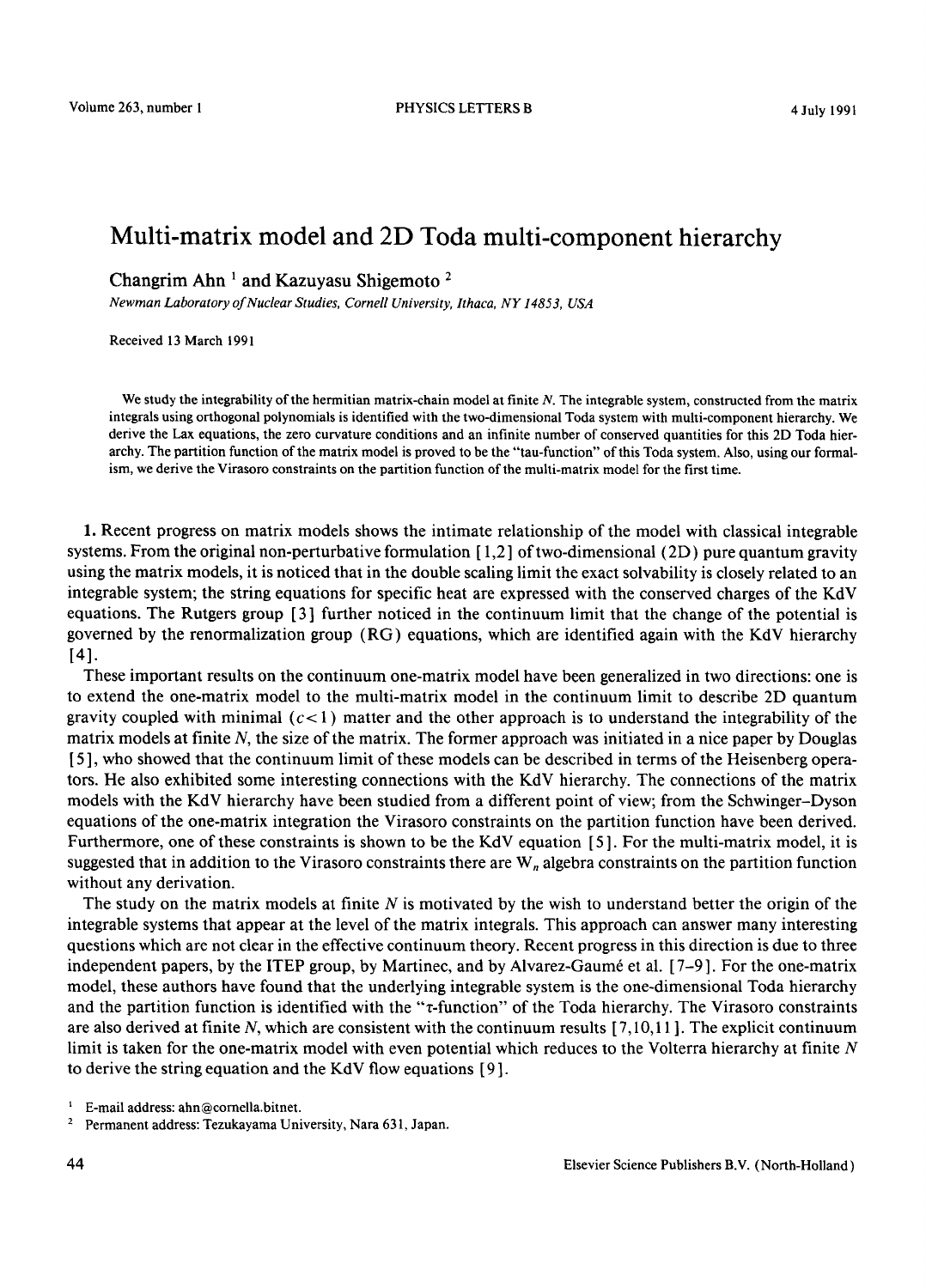# Multi-matrix model and 2D Toda multi-component hierarchy

Changrim Ahn [1] and Kazuyasu Shigemoto [2]

*Newman Laboratory of Nuclear Studies, Cornell University, Ithaca, NY 14853, USA*

Received 13 March 1991

We study the integrability of the hermitian matrix-chain model at finite $N$. The integrable system, constructed from the matrix integrals using orthogonal polynomials is identified with the two-dimensional Toda system with multi-component hierarchy. We derive the Lax equations, the zero curvature conditions and an infinite number of conserved quantities for this 2D Toda hierarchy. The partition function of the matrix model is proved to be the "tau-function" of this Toda system. Also, using our formalism, we derive the Virasoro constraints on the partition function of the multi-matrix model for the first time.

**1.** Recent progress on matrix models shows the intimate relationship of the model with classical integrable systems. From the original non-perturbative formulation [1,2] of two-dimensional (2D) pure quantum gravity using the matrix models, it is noticed that in the double scaling limit the exact solvability is closely related to an integrable system; the string equations for specific heat are expressed with the conserved charges of the KdV equations. The Rutgers group [3] further noticed in the continuum limit that the change of the potential is governed by the renormalization group (RG) equations, which are identified again with the KdV hierarchy [4].

These important results on the continuum one-matrix model have been generalized in two directions: one is to extend the one-matrix model to the multi-matrix model in the continuum limit to describe 2D quantum gravity coupled with minimal ($c<1$) matter and the other approach is to understand the integrability of the matrix models at finite $N$, the size of the matrix. The former approach was initiated in a nice paper by Douglas [5], who showed that the continuum limit of these models can be described in terms of the Heisenberg operators. He also exhibited some interesting connections with the KdV hierarchy. The connections of the matrix models with the KdV hierarchy have been studied from a different point of view; from the Schwinger–Dyson equations of the one-matrix integration the Virasoro constraints on the partition function have been derived. Furthermore, one of these constraints is shown to be the KdV equation [5]. For the multi-matrix model, it is suggested that in addition to the Virasoro constraints there are $W_n$ algebra constraints on the partition function without any derivation.

The study on the matrix models at finite $N$ is motivated by the wish to understand better the origin of the integrable systems that appear at the level of the matrix integrals. This approach can answer many interesting questions which are not clear in the effective continuum theory. Recent progress in this direction is due to three independent papers, by the ITEP group, by Martinec, and by Alvarez-Gaumé et al. [7–9]. For the one-matrix model, these authors have found that the underlying integrable system is the one-dimensional Toda hierarchy and the partition function is identified with the "$\tau$-function" of the Toda hierarchy. The Virasoro constraints are also derived at finite $N$, which are consistent with the continuum results [7,10,11]. The explicit continuum limit is taken for the one-matrix model with even potential which reduces to the Volterra hierarchy at finite $N$ to derive the string equation and the KdV flow equations [9].

[1] E-mail address: ahn@cornella.bitnet.

[2] Permanent address: Tezukayama University, Nara 631, Japan.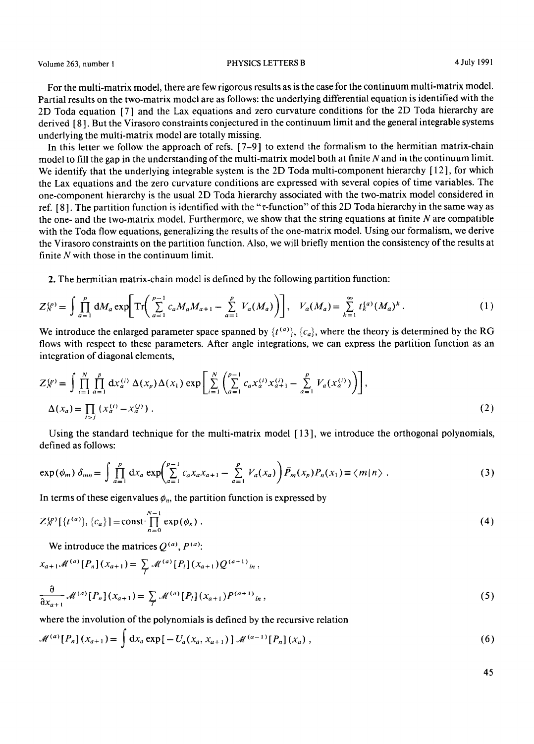For the multi-matrix model, there are few rigorous results as is the case for the continuum multi-matrix model. Partial results on the two-matrix model are as follows: the underlying differential equation is identified with the 2D Toda equation [7] and the Lax equations and zero curvature conditions for the 2D Toda hierarchy are derived [8]. But the Virasoro constraints conjectured in the continuum limit and the general integrable systems underlying the multi-matrix model are totally missing.

In this letter we follow the approach of refs. [7–9] to extend the formalism to the hermitian matrix-chain model to fill the gap in the understanding of the multi-matrix model both at finite $N$ and in the continuum limit. We identify that the underlying integrable system is the 2D Toda multi-component hierarchy [12], for which the Lax equations and the zero curvature conditions are expressed with several copies of time variables. The one-component hierarchy is the usual 2D Toda hierarchy associated with the two-matrix model considered in ref. [8]. The partition function is identified with the "τ-function" of this 2D Toda hierarchy in the same way as the one- and the two-matrix model. Furthermore, we show that the string equations at finite $N$ are compatible with the Toda flow equations, generalizing the results of the one-matrix model. Using our formalism, we derive the Virasoro constraints on the partition function. Also, we will briefly mention the consistency of the results at finite $N$ with those in the continuum limit.

2. The hermitian matrix-chain model is defined by the following partition function:

$$Z_N^{(p)} = \int \prod_{a=1}^{p} \mathrm{d}M_a \exp\left[\mathrm{Tr}\left(\sum_{a=1}^{p-1} c_a M_a M_{a+1} - \sum_{a=1}^{p} V_a(M_a)\right)\right], \quad V_a(M_a) = \sum_{k=1}^{\infty} t_k^{(a)} (M_a)^k . \tag{1}$$

We introduce the enlarged parameter space spanned by $\{t^{(a)}\}$, $\{c_a\}$, where the theory is determined by the RG flows with respect to these parameters. After angle integrations, we can express the partition function as an integration of diagonal elements,

$$Z_N^{(p)} = \int \prod_{i=1}^{N} \prod_{a=1}^{p} \mathrm{d}x_a^{(i)}\, \Delta(x_p)\Delta(x_1) \exp\left[\sum_{i=1}^{N}\left(\sum_{a=1}^{p-1} c_a x_a^{(i)} x_{a+1}^{(i)} - \sum_{a=1}^{p} V_a(x_a^{(i)})\right)\right],$$

$$\Delta(x_a) = \prod_{i>j} (x_a^{(i)} - x_a^{(j)}) . \tag{2}$$

Using the standard technique for the multi-matrix model [13], we introduce the orthogonal polynomials, defined as follows:

$$\exp(\phi_m)\,\delta_{mn} = \int \prod_{a=1}^{p} \mathrm{d}x_a \exp\left(\sum_{a=1}^{p-1} c_a x_a x_{a+1} - \sum_{a=1}^{p} V_a(x_a)\right) \bar{P}_m(x_p) P_n(x_1) \equiv \langle m | n \rangle . \tag{3}$$

In terms of these eigenvalues $\phi_n$, the partition function is expressed by

$$Z_N^{(p)}[\{t^{(a)}\}, \{c_a\}] = \mathrm{const} \cdot \prod_{n=0}^{N-1} \exp(\phi_n) . \tag{4}$$

We introduce the matrices $Q^{(a)}$, $P^{(a)}$:

$$x_{a+1} \mathscr{M}^{(a)}[P_n](x_{a+1}) = \sum_l \mathscr{M}^{(a)}[P_l](x_{a+1}) Q^{(a+1)}{}_{ln} ,$$

$$\frac{\partial}{\partial x_{a+1}} \mathscr{M}^{(a)}[P_n](x_{a+1}) = \sum_l \mathscr{M}^{(a)}[P_l](x_{a+1}) P^{(a+1)}{}_{ln} , \tag{5}$$

where the involution of the polynomials is defined by the recursive relation

$$\mathscr{M}^{(a)}[P_n](x_{a+1}) = \int \mathrm{d}x_a \exp[-U_a(x_a, x_{a+1})]\, \mathscr{M}^{(a-1)}[P_n](x_a) , \tag{6}$$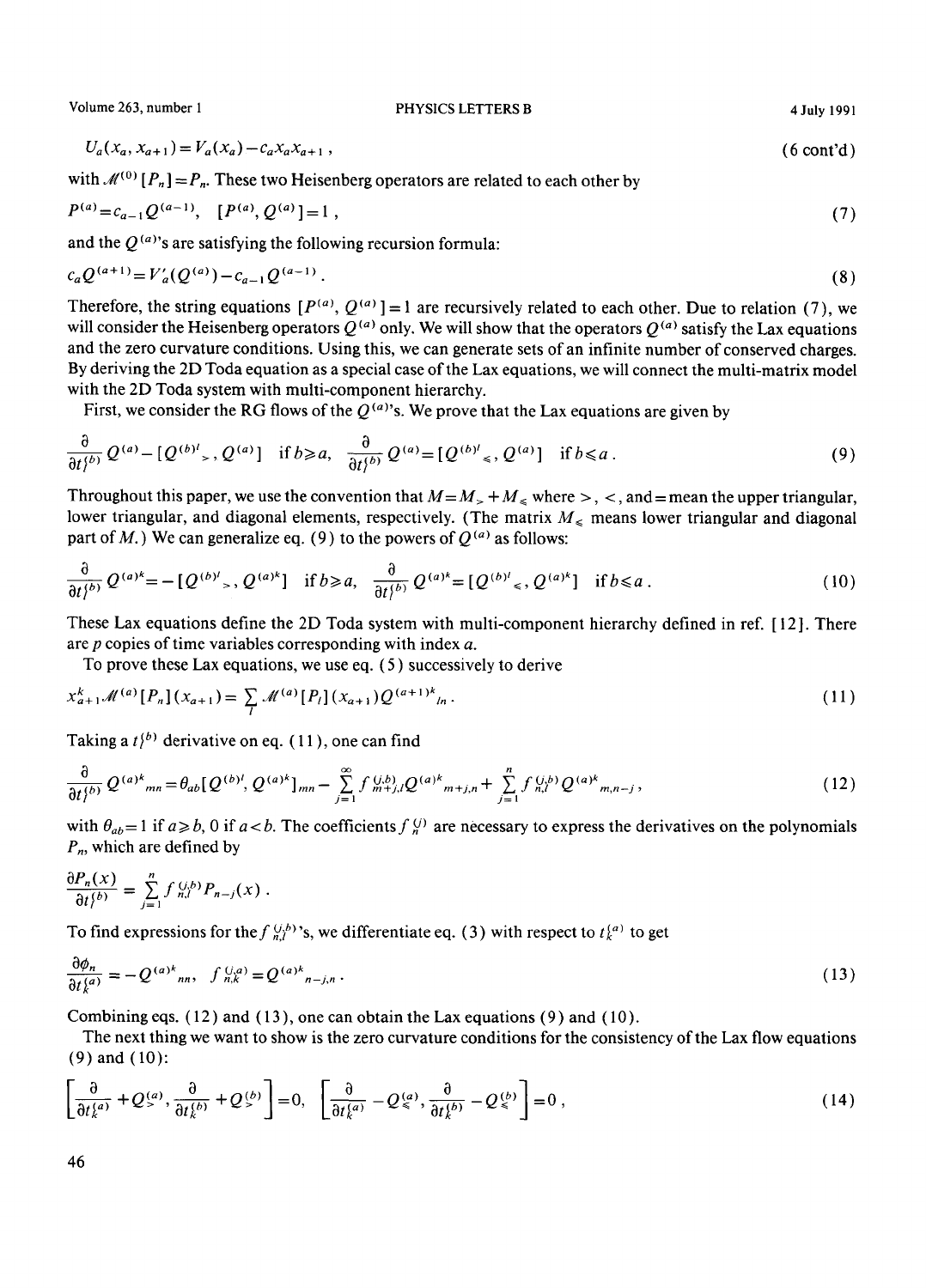$$U_a(x_a, x_{a+1}) = V_a(x_a) - c_a x_a x_{a+1} , \tag{6 cont'd}$$

with $\mathcal{M}^{(0)}[P_n] = P_n$. These two Heisenberg operators are related to each other by

$$P^{(a)} = c_{a-1} Q^{(a-1)}, \quad [P^{(a)}, Q^{(a)}] = 1 , \tag{7}$$

and the $Q^{(a)}$'s are satisfying the following recursion formula:

$$c_a Q^{(a+1)} = V'_a(Q^{(a)}) - c_{a-1} Q^{(a-1)} . \tag{8}$$

Therefore, the string equations $[P^{(a)}, Q^{(a)}] = 1$ are recursively related to each other. Due to relation (7), we will consider the Heisenberg operators $Q^{(a)}$ only. We will show that the operators $Q^{(a)}$ satisfy the Lax equations and the zero curvature conditions. Using this, we can generate sets of an infinite number of conserved charges. By deriving the 2D Toda equation as a special case of the Lax equations, we will connect the multi-matrix model with the 2D Toda system with multi-component hierarchy.

First, we consider the RG flows of the $Q^{(a)}$'s. We prove that the Lax equations are given by

$$\frac{\partial}{\partial t_l^{(b)}} Q^{(a)} - [Q^{(b)l}{}_{>}, Q^{(a)}] \quad \text{if } b \geqslant a, \quad \frac{\partial}{\partial t_l^{(b)}} Q^{(a)} = [Q^{(b)l}{}_{\leqslant}, Q^{(a)}] \quad \text{if } b \leqslant a . \tag{9}$$

Throughout this paper, we use the convention that $M = M_{>} + M_{\leqslant}$ where $>$, $<$, and $=$ mean the upper triangular, lower triangular, and diagonal elements, respectively. (The matrix $M_{\leqslant}$ means lower triangular and diagonal part of $M$.) We can generalize eq. (9) to the powers of $Q^{(a)}$ as follows:

$$\frac{\partial}{\partial t_l^{(b)}} Q^{(a)k} = -[Q^{(b)l}{}_{>}, Q^{(a)k}] \quad \text{if } b \geqslant a, \quad \frac{\partial}{\partial t_l^{(b)}} Q^{(a)k} = [Q^{(b)l}{}_{\leqslant}, Q^{(a)k}] \quad \text{if } b \leqslant a . \tag{10}$$

These Lax equations define the 2D Toda system with multi-component hierarchy defined in ref. [12]. There are $p$ copies of time variables corresponding with index $a$.

To prove these Lax equations, we use eq. (5) successively to derive

$$x_{a+1}^k \mathcal{M}^{(a)}[P_n](x_{a+1}) = \sum_l \mathcal{M}^{(a)}[P_l](x_{a+1}) Q^{(a+1)k}{}_{ln} . \tag{11}$$

Taking a $t_l^{(b)}$ derivative on eq. (11), one can find

$$\frac{\partial}{\partial t_l^{(b)}} Q^{(a)k}{}_{mn} = \theta_{ab}[Q^{(b)l}, Q^{(a)k}]_{mn} - \sum_{j=1}^{\infty} f^{(j,b)}_{m+j,l} Q^{(a)k}{}_{m+j,n} + \sum_{j=1}^{n} f^{(j,b)}_{n,l} Q^{(a)k}{}_{m,n-j} , \tag{12}$$

with $\theta_{ab} = 1$ if $a \geqslant b$, $0$ if $a < b$. The coefficients $f^{(j)}_n$ are necessary to express the derivatives on the polynomials $P_n$, which are defined by

$$\frac{\partial P_n(x)}{\partial t_l^{(b)}} = \sum_{j=1}^{n} f^{(j,b)}_{n,l} P_{n-j}(x) .$$

To find expressions for the $f^{(j,b)}_{n,l}$'s, we differentiate eq. (3) with respect to $t_k^{(a)}$ to get

$$\frac{\partial \phi_n}{\partial t_k^{(a)}} = -Q^{(a)k}{}_{nn}, \quad f^{(j,a)}_{n,k} = Q^{(a)k}{}_{n-j,n} . \tag{13}$$

Combining eqs. (12) and (13), one can obtain the Lax equations (9) and (10).

The next thing we want to show is the zero curvature conditions for the consistency of the Lax flow equations (9) and (10):

$$\left[\frac{\partial}{\partial t_k^{(a)}} + Q^{(a)}_{>}, \frac{\partial}{\partial t_k^{(b)}} + Q^{(b)}_{>}\right] = 0, \quad \left[\frac{\partial}{\partial t_k^{(a)}} - Q^{(a)}_{\leqslant}, \frac{\partial}{\partial t_k^{(b)}} - Q^{(b)}_{\leqslant}\right] = 0 , \tag{14}$$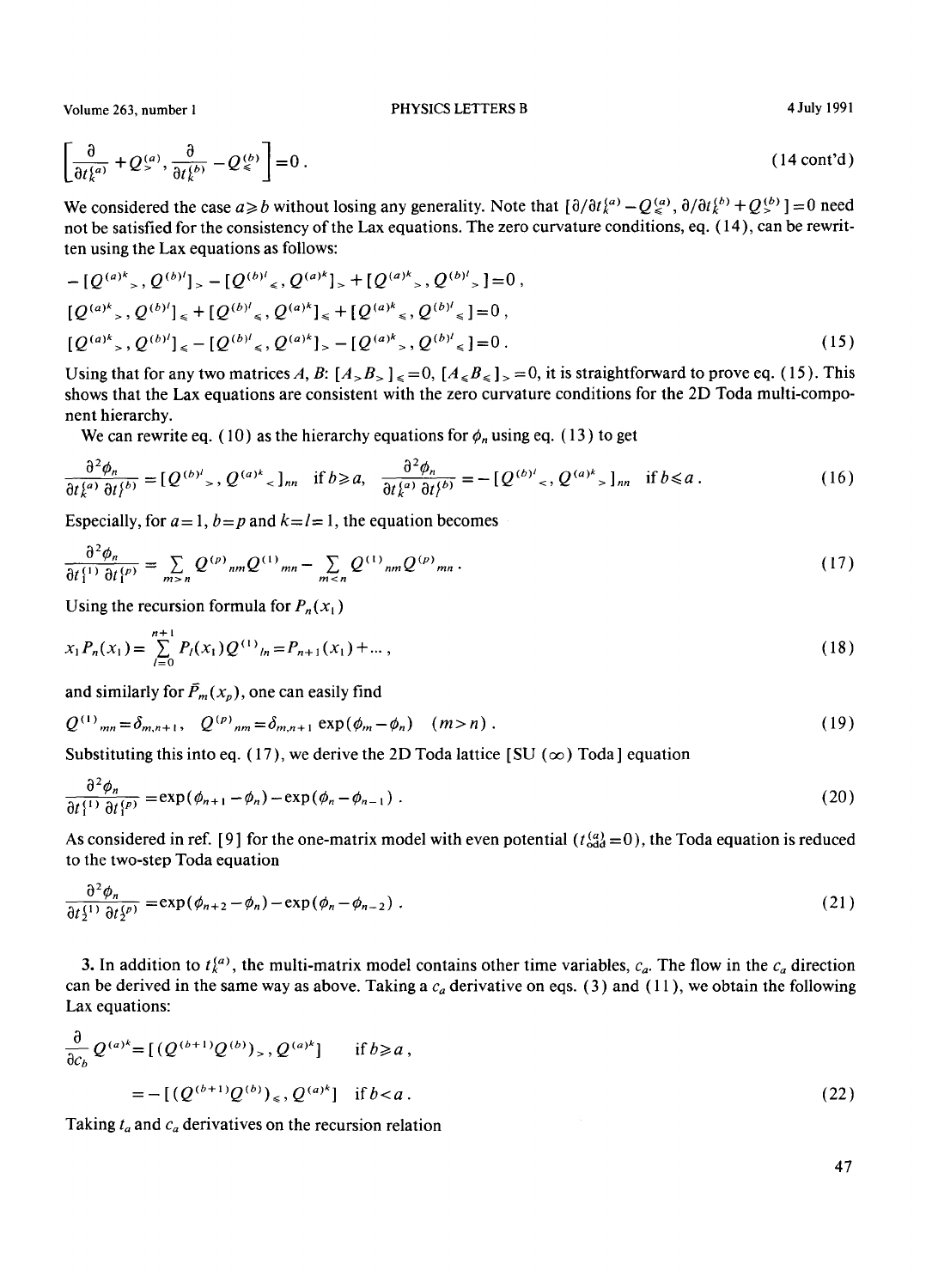$$\left[\frac{\partial}{\partial t_k^{(a)}} + Q_>^{(a)}, \frac{\partial}{\partial t_k^{(b)}} - Q_\leqslant^{(b)}\right] = 0 \, . \tag{14 cont'd}$$

We considered the case $a \geqslant b$ without losing any generality. Note that $[\partial/\partial t_k^{(a)} - Q_\leqslant^{(a)}, \partial/\partial t_k^{(b)} + Q_>^{(b)}] = 0$ need not be satisfied for the consistency of the Lax equations. The zero curvature conditions, eq. (14), can be rewritten using the Lax equations as follows:

$$\begin{aligned}
&-[Q^{(a)k}{}_>, Q^{(b)l}]_> - [Q^{(b)l}{}_\leqslant, Q^{(a)k}]_> + [Q^{(a)k}{}_>, Q^{(b)l}{}_>] = 0 \, , \\
&[Q^{(a)k}{}_>, Q^{(b)l}]_\leqslant + [Q^{(b)l}{}_\leqslant, Q^{(a)k}]_\leqslant + [Q^{(a)k}{}_\leqslant, Q^{(b)l}{}_\leqslant] = 0 \, , \\
&[Q^{(a)k}{}_>, Q^{(b)l}]_\leqslant - [Q^{(b)l}{}_\leqslant, Q^{(a)k}]_> - [Q^{(a)k}{}_>, Q^{(b)l}{}_\leqslant] = 0 \, .
\end{aligned} \tag{15}$$

Using that for any two matrices $A$, $B$: $[A_> B_>]_\leqslant = 0$, $[A_\leqslant B_\leqslant]_> = 0$, it is straightforward to prove eq. (15). This shows that the Lax equations are consistent with the zero curvature conditions for the 2D Toda multi-component hierarchy.

We can rewrite eq. (10) as the hierarchy equations for $\phi_n$ using eq. (13) to get

$$\frac{\partial^2 \phi_n}{\partial t_k^{(a)} \partial t_l^{(b)}} = [Q^{(b)l}{}_>, Q^{(a)k}{}_<]_{nn} \quad \text{if } b \geqslant a, \qquad \frac{\partial^2 \phi_n}{\partial t_k^{(a)} \partial t_l^{(b)}} = -[Q^{(b)l}{}_<, Q^{(a)k}{}_>]_{nn} \quad \text{if } b \leqslant a \, . \tag{16}$$

Especially, for $a=1$, $b=p$ and $k=l=1$, the equation becomes

$$\frac{\partial^2 \phi_n}{\partial t_1^{(1)} \partial t_1^{(p)}} = \sum_{m>n} Q^{(p)}{}_{nm} Q^{(1)}{}_{mn} - \sum_{m<n} Q^{(1)}{}_{nm} Q^{(p)}{}_{mn} \, . \tag{17}$$

Using the recursion formula for $P_n(x_1)$

$$x_1 P_n(x_1) = \sum_{l=0}^{n+1} P_l(x_1) Q^{(1)}{}_{ln} = P_{n+1}(x_1) + \ldots \, , \tag{18}$$

and similarly for $\tilde{P}_m(x_p)$, one can easily find

$$Q^{(1)}{}_{mn} = \delta_{m,n+1} \, , \quad Q^{(p)}{}_{nm} = \delta_{m,n+1} \exp(\phi_m - \phi_n) \quad (m>n) \, . \tag{19}$$

Substituting this into eq. (17), we derive the 2D Toda lattice [SU $(\infty)$ Toda] equation

$$\frac{\partial^2 \phi_n}{\partial t_1^{(1)} \partial t_1^{(p)}} = \exp(\phi_{n+1} - \phi_n) - \exp(\phi_n - \phi_{n-1}) \, . \tag{20}$$

As considered in ref. [9] for the one-matrix model with even potential ($t_{\text{odd}}^{(a)} = 0$), the Toda equation is reduced to the two-step Toda equation

$$\frac{\partial^2 \phi_n}{\partial t_2^{(1)} \partial t_2^{(p)}} = \exp(\phi_{n+2} - \phi_n) - \exp(\phi_n - \phi_{n-2}) \, . \tag{21}$$

3. In addition to $t_k^{(a)}$, the multi-matrix model contains other time variables, $c_a$. The flow in the $c_a$ direction can be derived in the same way as above. Taking a $c_a$ derivative on eqs. (3) and (11), we obtain the following Lax equations:

$$\begin{aligned}
\frac{\partial}{\partial c_b} Q^{(a)k} &= [(Q^{(b+1)} Q^{(b)})_>, Q^{(a)k}] \qquad \text{if } b \geqslant a \, , \\
&= -[(Q^{(b+1)} Q^{(b)})_\leqslant, Q^{(a)k}] \quad \text{if } b < a \, .
\end{aligned} \tag{22}$$

Taking $t_a$ and $c_a$ derivatives on the recursion relation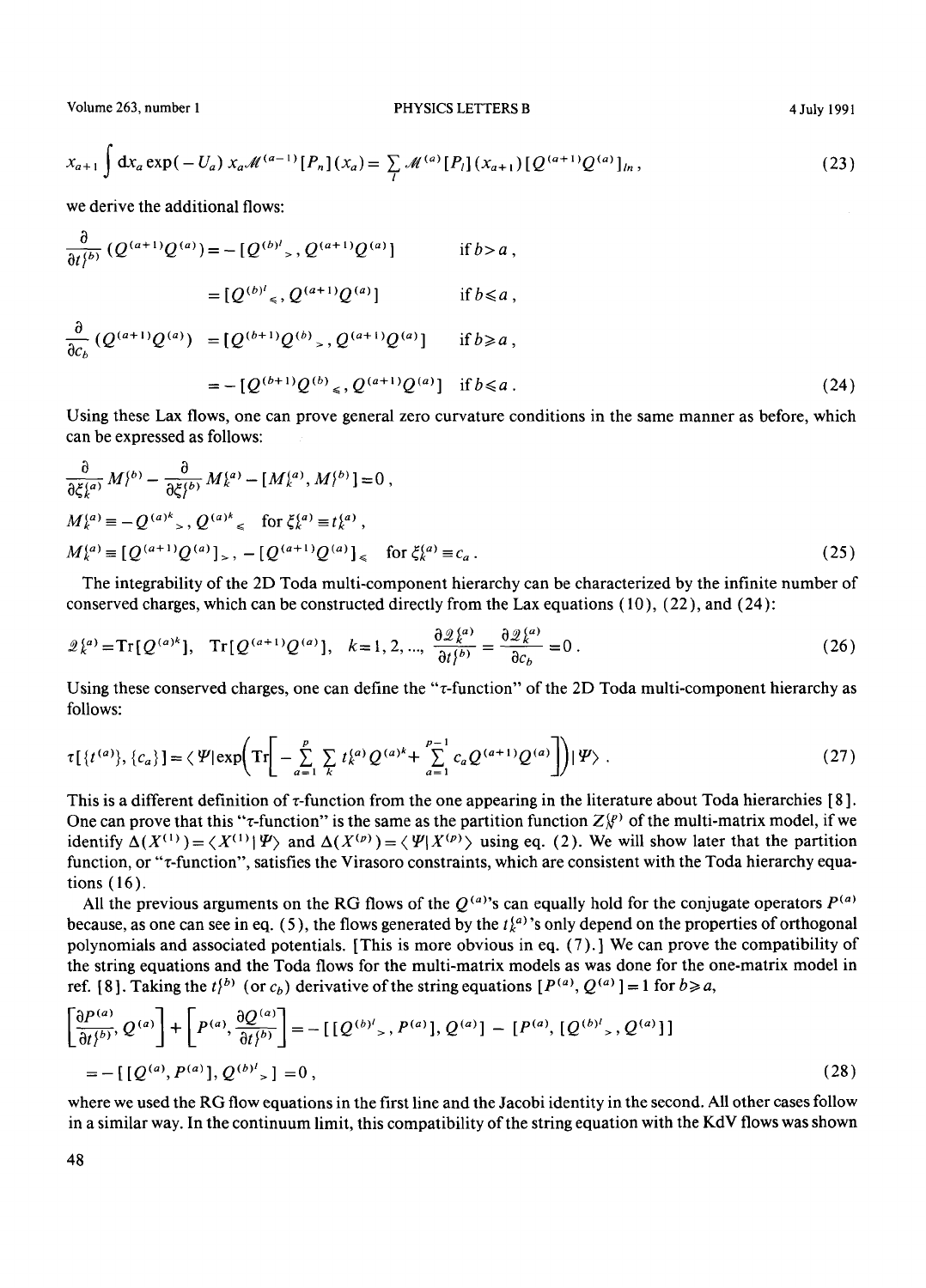$$x_{a+1}\int \mathrm{d}x_a \exp(-U_a)\, x_a \mathscr{M}^{(a-1)}[P_n](x_a) = \sum_l \mathscr{M}^{(a)}[P_l](x_{a+1})\,[Q^{(a+1)}Q^{(a)}]_{ln}\,, \tag{23}$$

we derive the additional flows:

$$\begin{aligned}
\frac{\partial}{\partial t_l^{(b)}}(Q^{(a+1)}Q^{(a)}) &= -[Q^{(b)l}{}_{>}, Q^{(a+1)}Q^{(a)}] && \text{if } b>a\,,\\
&= [Q^{(b)l}{}_{\leqslant}, Q^{(a+1)}Q^{(a)}] && \text{if } b\leqslant a\,,\\
\frac{\partial}{\partial c_b}(Q^{(a+1)}Q^{(a)}) &= [Q^{(b+1)}Q^{(b)}{}_{>}, Q^{(a+1)}Q^{(a)}] && \text{if } b\geqslant a\,,\\
&= -[Q^{(b+1)}Q^{(b)}{}_{\leqslant}, Q^{(a+1)}Q^{(a)}] && \text{if } b\leqslant a\,.
\end{aligned} \tag{24}$$

Using these Lax flows, one can prove general zero curvature conditions in the same manner as before, which can be expressed as follows:

$$\begin{aligned}
&\frac{\partial}{\partial \xi_k^{(a)}} M_l^{(b)} - \frac{\partial}{\partial \xi_l^{(b)}} M_k^{(a)} - [M_k^{(a)}, M_l^{(b)}] = 0\,,\\
&M_k^{(a)} \equiv -Q^{(a)k}{}_{>}, Q^{(a)k}{}_{\leqslant} \quad \text{for } \xi_k^{(a)} \equiv t_k^{(a)}\,,\\
&M_k^{(a)} \equiv [Q^{(a+1)}Q^{(a)}]_{>}, -[Q^{(a+1)}Q^{(a)}]_{\leqslant} \quad \text{for } \xi_k^{(a)} \equiv c_a\,.
\end{aligned} \tag{25}$$

The integrability of the 2D Toda multi-component hierarchy can be characterized by the infinite number of conserved charges, which can be constructed directly from the Lax equations (10), (22), and (24):

$$\mathscr{Q}_k^{(a)} = \mathrm{Tr}[Q^{(a)k}],\quad \mathrm{Tr}[Q^{(a+1)}Q^{(a)}],\quad k=1,2,\ldots,\quad \frac{\partial \mathscr{Q}_k^{(a)}}{\partial t_l^{(b)}} = \frac{\partial \mathscr{Q}_k^{(a)}}{\partial c_b} = 0\,. \tag{26}$$

Using these conserved charges, one can define the "$\tau$-function" of the 2D Toda multi-component hierarchy as follows:

$$\tau[\{t^{(a)}\},\{c_a\}] = \langle \Psi | \exp\!\left(\mathrm{Tr}\!\left[-\sum_{a=1}^{p}\sum_k t_k^{(a)} Q^{(a)k} + \sum_{a=1}^{p-1} c_a Q^{(a+1)}Q^{(a)}\right]\right) | \Psi\rangle\,. \tag{27}$$

This is a different definition of $\tau$-function from the one appearing in the literature about Toda hierarchies [8]. One can prove that this "$\tau$-function" is the same as the partition function $Z_N^{(p)}$ of the multi-matrix model, if we identify $\Delta(X^{(1)}) = \langle X^{(1)} | \Psi\rangle$ and $\Delta(X^{(p)}) = \langle \Psi | X^{(p)}\rangle$ using eq. (2). We will show later that the partition function, or "$\tau$-function", satisfies the Virasoro constraints, which are consistent with the Toda hierarchy equations (16).

All the previous arguments on the RG flows of the $Q^{(a)}$'s can equally hold for the conjugate operators $P^{(a)}$ because, as one can see in eq. (5), the flows generated by the $t_k^{(a)}$'s only depend on the properties of orthogonal polynomials and associated potentials. [This is more obvious in eq. (7).] We can prove the compatibility of the string equations and the Toda flows for the multi-matrix models as was done for the one-matrix model in ref. [8]. Taking the $t_l^{(b)}$ (or $c_b$) derivative of the string equations $[P^{(a)}, Q^{(a)}] = 1$ for $b\geqslant a$,

$$\begin{aligned}
&\left[\frac{\partial P^{(a)}}{\partial t_l^{(b)}}, Q^{(a)}\right] + \left[P^{(a)}, \frac{\partial Q^{(a)}}{\partial t_l^{(b)}}\right] = -[[Q^{(b)l}{}_{>}, P^{(a)}], Q^{(a)}] - [P^{(a)}, [Q^{(b)l}{}_{>}, Q^{(a)}]]\\
&\quad = -[[Q^{(a)}, P^{(a)}], Q^{(b)l}{}_{>}] = 0\,,
\end{aligned} \tag{28}$$

where we used the RG flow equations in the first line and the Jacobi identity in the second. All other cases follow in a similar way. In the continuum limit, this compatibility of the string equation with the KdV flows was shown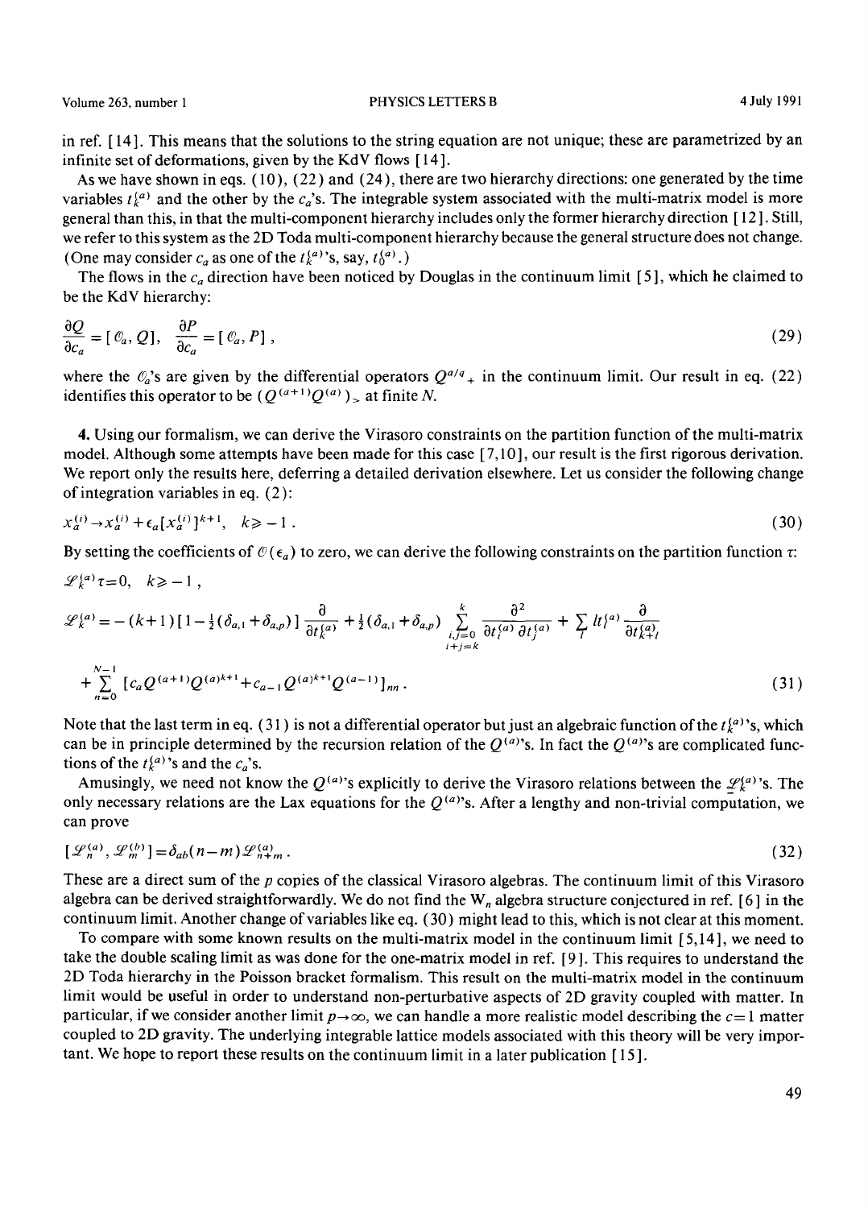in ref. [14]. This means that the solutions to the string equation are not unique; these are parametrized by an infinite set of deformations, given by the KdV flows [14].

As we have shown in eqs. (10), (22) and (24), there are two hierarchy directions: one generated by the time variables $t_k^{(a)}$ and the other by the $c_a$'s. The integrable system associated with the multi-matrix model is more general than this, in that the multi-component hierarchy includes only the former hierarchy direction [12]. Still, we refer to this system as the 2D Toda multi-component hierarchy because the general structure does not change. (One may consider $c_a$ as one of the $t_k^{(a)}$'s, say, $t_0^{(a)}$.)

The flows in the $c_a$ direction have been noticed by Douglas in the continuum limit [5], which he claimed to be the KdV hierarchy:

$$\frac{\partial Q}{\partial c_a} = [\mathcal{O}_a, Q], \quad \frac{\partial P}{\partial c_a} = [\mathcal{O}_a, P], \tag{29}$$

where the $\mathcal{O}_a$'s are given by the differential operators $Q^{a/q}{}_+$ in the continuum limit. Our result in eq. (22) identifies this operator to be $(Q^{(a+1)}Q^{(a)})_>$ at finite $N$.

**4.** Using our formalism, we can derive the Virasoro constraints on the partition function of the multi-matrix model. Although some attempts have been made for this case [7,10], our result is the first rigorous derivation. We report only the results here, deferring a detailed derivation elsewhere. Let us consider the following change of integration variables in eq. (2):

$$x_a^{(i)} \to x_a^{(i)} + \epsilon_a [x_a^{(i)}]^{k+1}, \quad k \geq -1. \tag{30}$$

By setting the coefficients of $\mathcal{O}(\epsilon_a)$ to zero, we can derive the following constraints on the partition function $\tau$:

$$\mathcal{L}_k^{(a)}\tau = 0, \quad k \geq -1,$$

$$\mathcal{L}_k^{(a)} = -(k+1)[1 - \tfrac{1}{2}(\delta_{a,1} + \delta_{a,p})] \frac{\partial}{\partial t_k^{(a)}} + \tfrac{1}{2}(\delta_{a,1} + \delta_{a,p}) \sum_{\substack{i,j=0 \\ i+j=k}}^{k} \frac{\partial^2}{\partial t_i^{(a)} \partial t_j^{(a)}} + \sum_l l t_l^{(a)} \frac{\partial}{\partial t_{k+l}^{(a)}}$$

$$+ \sum_{n=0}^{N-1} [c_a Q^{(a+1)} Q^{(a)k+1} + c_{a-1} Q^{(a)k+1} Q^{(a-1)}]_{nn}. \tag{31}$$

Note that the last term in eq. (31) is not a differential operator but just an algebraic function of the $t_k^{(a)}$'s, which can be in principle determined by the recursion relation of the $Q^{(a)}$'s. In fact the $Q^{(a)}$'s are complicated functions of the $t_k^{(a)}$'s and the $c_a$'s.

Amusingly, we need not know the $Q^{(a)}$'s explicitly to derive the Virasoro relations between the $\mathcal{L}_k^{(a)}$'s. The only necessary relations are the Lax equations for the $Q^{(a)}$'s. After a lengthy and non-trivial computation, we can prove

$$[\mathcal{L}_n^{(a)}, \mathcal{L}_m^{(b)}] = \delta_{ab}(n-m)\mathcal{L}_{n+m}^{(a)}. \tag{32}$$

These are a direct sum of the $p$ copies of the classical Virasoro algebras. The continuum limit of this Virasoro algebra can be derived straightforwardly. We do not find the $W_n$ algebra structure conjectured in ref. [6] in the continuum limit. Another change of variables like eq. (30) might lead to this, which is not clear at this moment.

To compare with some known results on the multi-matrix model in the continuum limit [5,14], we need to take the double scaling limit as was done for the one-matrix model in ref. [9]. This requires to understand the 2D Toda hierarchy in the Poisson bracket formalism. This result on the multi-matrix model in the continuum limit would be useful in order to understand non-perturbative aspects of 2D gravity coupled with matter. In particular, if we consider another limit $p \to \infty$, we can handle a more realistic model describing the $c=1$ matter coupled to 2D gravity. The underlying integrable lattice models associated with this theory will be very important. We hope to report these results on the continuum limit in a later publication [15].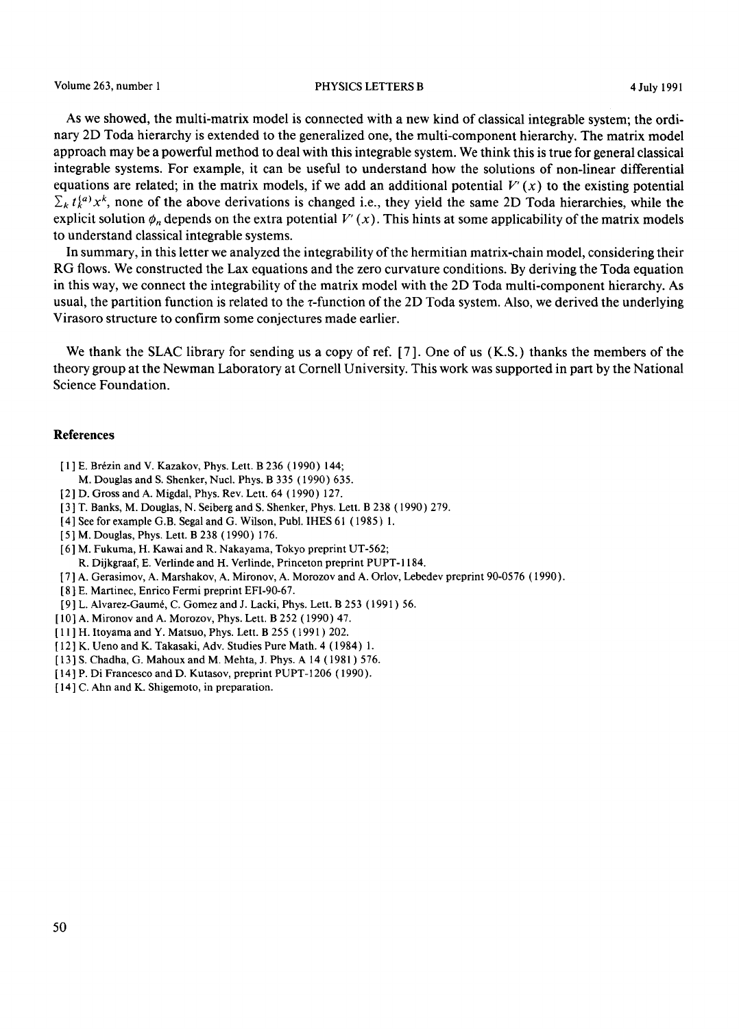As we showed, the multi-matrix model is connected with a new kind of classical integrable system; the ordinary 2D Toda hierarchy is extended to the generalized one, the multi-component hierarchy. The matrix model approach may be a powerful method to deal with this integrable system. We think this is true for general classical integrable systems. For example, it can be useful to understand how the solutions of non-linear differential equations are related; in the matrix models, if we add an additional potential $V'(x)$ to the existing potential $\sum_k t_k^{(a)} x^k$, none of the above derivations is changed i.e., they yield the same 2D Toda hierarchies, while the explicit solution $\phi_n$ depends on the extra potential $V'(x)$. This hints at some applicability of the matrix models to understand classical integrable systems.

In summary, in this letter we analyzed the integrability of the hermitian matrix-chain model, considering their RG flows. We constructed the Lax equations and the zero curvature conditions. By deriving the Toda equation in this way, we connect the integrability of the matrix model with the 2D Toda multi-component hierarchy. As usual, the partition function is related to the $\tau$-function of the 2D Toda system. Also, we derived the underlying Virasoro structure to confirm some conjectures made earlier.

We thank the SLAC library for sending us a copy of ref. [7]. One of us (K.S.) thanks the members of the theory group at the Newman Laboratory at Cornell University. This work was supported in part by the National Science Foundation.

## References

[1] E. Brézin and V. Kazakov, Phys. Lett. B 236 (1990) 144;
M. Douglas and S. Shenker, Nucl. Phys. B 335 (1990) 635.

[2] D. Gross and A. Migdal, Phys. Rev. Lett. 64 (1990) 127.

[3] T. Banks, M. Douglas, N. Seiberg and S. Shenker, Phys. Lett. B 238 (1990) 279.

[4] See for example G.B. Segal and G. Wilson, Publ. IHES 61 (1985) 1.

[5] M. Douglas, Phys. Lett. B 238 (1990) 176.

[6] M. Fukuma, H. Kawai and R. Nakayama, Tokyo preprint UT-562;
R. Dijkgraaf, E. Verlinde and H. Verlinde, Princeton preprint PUPT-1184.

[7] A. Gerasimov, A. Marshakov, A. Mironov, A. Morozov and A. Orlov, Lebedev preprint 90-0576 (1990).

[8] E. Martinec, Enrico Fermi preprint EFI-90-67.

[9] L. Alvarez-Gaumé, C. Gomez and J. Lacki, Phys. Lett. B 253 (1991) 56.

[10] A. Mironov and A. Morozov, Phys. Lett. B 252 (1990) 47.

[11] H. Itoyama and Y. Matsuo, Phys. Lett. B 255 (1991) 202.

[12] K. Ueno and K. Takasaki, Adv. Studies Pure Math. 4 (1984) 1.

[13] S. Chadha, G. Mahoux and M. Mehta, J. Phys. A 14 (1981) 576.

[14] P. Di Francesco and D. Kutasov, preprint PUPT-1206 (1990).

[14] C. Ahn and K. Shigemoto, in preparation.